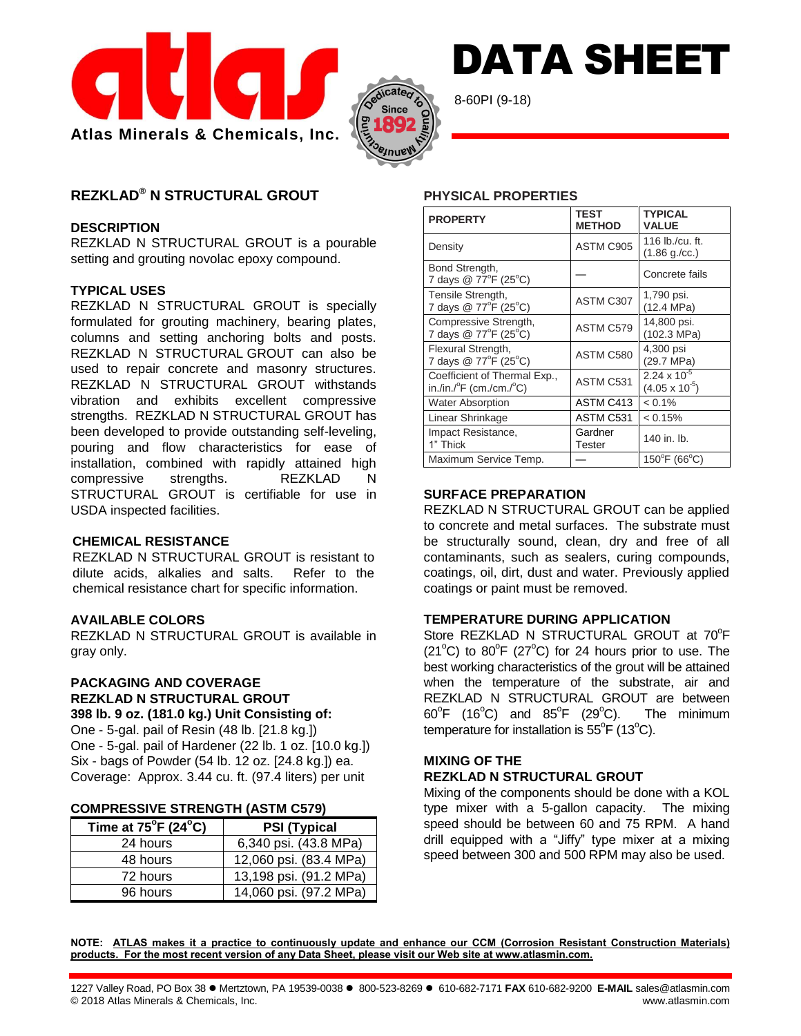# DATA SHEET

8-60PI (9-18)

Atlas Minerals & Chemicals, Inc.

## REZKLAD® N STRUCTURAL GROUT

### DESCRIPTION

REZKLAD N STRUCTURAL GROUT is a pourable setting and grouting novolac epoxy compound.

### TYPICAL USES

REZKLAD N STRUCTURAL GROUT is specially formulated for grouting machinery, bearing plates, columns and setting anchoring bolts and posts. REZKLAD N STRUCTURAL GROUT can also be used to repair concrete and masonry structures. REZKLAD N STRUCTURAL GROUT withstands vibration and exhibits excellent compressive strengths. REZKLAD N STRUCTURAL GROUT has been developed to provide outstanding self-leveling, pouring and flow characteristics for ease of installation, combined with rapidly attained high compressive strengths. REZKLAD N STRUCTURAL GROUT is certifiable for use in USDA inspected facilities.

### CHEMICAL RESISTANCE

REZKLAD N STRUCTURAL GROUT is resistant to dilute acids, alkalies and salts. Refer to the chemical resistance chart for specific information.

### AVAILABLE COLORS

REZKLAD N STRUCTURAL GROUT is available in gray only.

### PACKAGING AND COVERAGE

**REZKLAD N STRUCTURAL GROUT**
**398 lb. 9 oz. (181.0 kg.) Unit Consisting of:**

One - 5-gal. pail of Resin (48 lb. [21.8 kg.])
One - 5-gal. pail of Hardener (22 lb. 1 oz. [10.0 kg.])
Six - bags of Powder (54 lb. 12 oz. [24.8 kg.]) ea.
Coverage: Approx. 3.44 cu. ft. (97.4 liters) per unit

### COMPRESSIVE STRENGTH (ASTM C579)

| Time at 75°F (24°C) | PSI (Typical |
|---|---|
| 24 hours | 6,340 psi. (43.8 MPa) |
| 48 hours | 12,060 psi. (83.4 MPa) |
| 72 hours | 13,198 psi. (91.2 MPa) |
| 96 hours | 14,060 psi. (97.2 MPa) |

### PHYSICAL PROPERTIES

| PROPERTY | TEST METHOD | TYPICAL VALUE |
|---|---|---|
| Density | ASTM C905 | 116 lb./cu. ft. (1.86 g./cc.) |
| Bond Strength, 7 days @ 77°F (25°C) | — | Concrete fails |
| Tensile Strength, 7 days @ 77°F (25°C) | ASTM C307 | 1,790 psi. (12.4 MPa) |
| Compressive Strength, 7 days @ 77°F (25°C) | ASTM C579 | 14,800 psi. (102.3 MPa) |
| Flexural Strength, 7 days @ 77°F (25°C) | ASTM C580 | 4,300 psi (29.7 MPa) |
| Coefficient of Thermal Exp., in./in./°F (cm./cm./°C) | ASTM C531 | $2.24 \times 10^{-5}$ ($4.05 \times 10^{-5}$) |
| Water Absorption | ASTM C413 | < 0.1% |
| Linear Shrinkage | ASTM C531 | < 0.15% |
| Impact Resistance, 1" Thick | Gardner Tester | 140 in. lb. |
| Maximum Service Temp. | — | 150°F (66°C) |

### SURFACE PREPARATION

REZKLAD N STRUCTURAL GROUT can be applied to concrete and metal surfaces. The substrate must be structurally sound, clean, dry and free of all contaminants, such as sealers, curing compounds, coatings, oil, dirt, dust and water. Previously applied coatings or paint must be removed.

### TEMPERATURE DURING APPLICATION

Store REZKLAD N STRUCTURAL GROUT at 70°F (21°C) to 80°F (27°C) for 24 hours prior to use. The best working characteristics of the grout will be attained when the temperature of the substrate, air and REZKLAD N STRUCTURAL GROUT are between 60°F (16°C) and 85°F (29°C). The minimum temperature for installation is 55°F (13°C).

### MIXING OF THE REZKLAD N STRUCTURAL GROUT

Mixing of the components should be done with a KOL type mixer with a 5-gallon capacity. The mixing speed should be between 60 and 75 RPM. A hand drill equipped with a "Jiffy" type mixer at a mixing speed between 300 and 500 RPM may also be used.

**NOTE: ATLAS makes it a practice to continuously update and enhance our CCM (Corrosion Resistant Construction Materials) products. For the most recent version of any Data Sheet, please visit our Web site at www.atlasmin.com.**

1227 Valley Road, PO Box 38 ● Mertztown, PA 19539-0038 ● 800-523-8269 ● 610-682-7171 **FAX** 610-682-9200 **E-MAIL** sales@atlasmin.com
© 2018 Atlas Minerals & Chemicals, Inc. www.atlasmin.com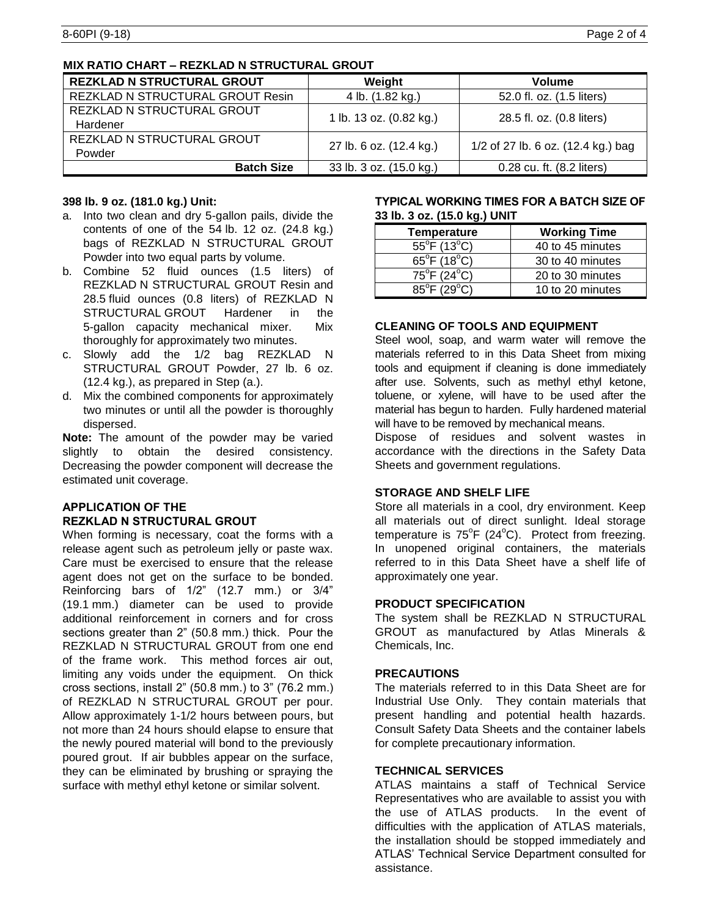**MIX RATIO CHART – REZKLAD N STRUCTURAL GROUT**

| REZKLAD N STRUCTURAL GROUT | Weight | Volume |
|---|---|---|
| REZKLAD N STRUCTURAL GROUT Resin | 4 lb. (1.82 kg.) | 52.0 fl. oz. (1.5 liters) |
| REZKLAD N STRUCTURAL GROUT Hardener | 1 lb. 13 oz. (0.82 kg.) | 28.5 fl. oz. (0.8 liters) |
| REZKLAD N STRUCTURAL GROUT Powder | 27 lb. 6 oz. (12.4 kg.) | 1/2 of 27 lb. 6 oz. (12.4 kg.) bag |
| **Batch Size** | 33 lb. 3 oz. (15.0 kg.) | 0.28 cu. ft. (8.2 liters) |

**398 lb. 9 oz. (181.0 kg.) Unit:**

a. Into two clean and dry 5-gallon pails, divide the contents of one of the 54 lb. 12 oz. (24.8 kg.) bags of REZKLAD N STRUCTURAL GROUT Powder into two equal parts by volume.
b. Combine 52 fluid ounces (1.5 liters) of REZKLAD N STRUCTURAL GROUT Resin and 28.5 fluid ounces (0.8 liters) of REZKLAD N STRUCTURAL GROUT Hardener in the 5-gallon capacity mechanical mixer. Mix thoroughly for approximately two minutes.
c. Slowly add the 1/2 bag REZKLAD N STRUCTURAL GROUT Powder, 27 lb. 6 oz. (12.4 kg.), as prepared in Step (a.).
d. Mix the combined components for approximately two minutes or until all the powder is thoroughly dispersed.

**Note:** The amount of the powder may be varied slightly to obtain the desired consistency. Decreasing the powder component will decrease the estimated unit coverage.

## APPLICATION OF THE REZKLAD N STRUCTURAL GROUT

When forming is necessary, coat the forms with a release agent such as petroleum jelly or paste wax. Care must be exercised to ensure that the release agent does not get on the surface to be bonded. Reinforcing bars of 1/2" (12.7 mm.) or 3/4" (19.1 mm.) diameter can be used to provide additional reinforcement in corners and for cross sections greater than 2" (50.8 mm.) thick. Pour the REZKLAD N STRUCTURAL GROUT from one end of the frame work. This method forces air out, limiting any voids under the equipment. On thick cross sections, install 2" (50.8 mm.) to 3" (76.2 mm.) of REZKLAD N STRUCTURAL GROUT per pour. Allow approximately 1-1/2 hours between pours, but not more than 24 hours should elapse to ensure that the newly poured material will bond to the previously poured grout. If air bubbles appear on the surface, they can be eliminated by brushing or spraying the surface with methyl ethyl ketone or similar solvent.

**TYPICAL WORKING TIMES FOR A BATCH SIZE OF 33 lb. 3 oz. (15.0 kg.) UNIT**

| Temperature | Working Time |
|---|---|
| 55°F (13°C) | 40 to 45 minutes |
| 65°F (18°C) | 30 to 40 minutes |
| 75°F (24°C) | 20 to 30 minutes |
| 85°F (29°C) | 10 to 20 minutes |

## CLEANING OF TOOLS AND EQUIPMENT

Steel wool, soap, and warm water will remove the materials referred to in this Data Sheet from mixing tools and equipment if cleaning is done immediately after use. Solvents, such as methyl ethyl ketone, toluene, or xylene, will have to be used after the material has begun to harden. Fully hardened material will have to be removed by mechanical means.

Dispose of residues and solvent wastes in accordance with the directions in the Safety Data Sheets and government regulations.

## STORAGE AND SHELF LIFE

Store all materials in a cool, dry environment. Keep all materials out of direct sunlight. Ideal storage temperature is 75°F (24°C). Protect from freezing. In unopened original containers, the materials referred to in this Data Sheet have a shelf life of approximately one year.

## PRODUCT SPECIFICATION

The system shall be REZKLAD N STRUCTURAL GROUT as manufactured by Atlas Minerals & Chemicals, Inc.

## PRECAUTIONS

The materials referred to in this Data Sheet are for Industrial Use Only. They contain materials that present handling and potential health hazards. Consult Safety Data Sheets and the container labels for complete precautionary information.

## TECHNICAL SERVICES

ATLAS maintains a staff of Technical Service Representatives who are available to assist you with the use of ATLAS products. In the event of difficulties with the application of ATLAS materials, the installation should be stopped immediately and ATLAS' Technical Service Department consulted for assistance.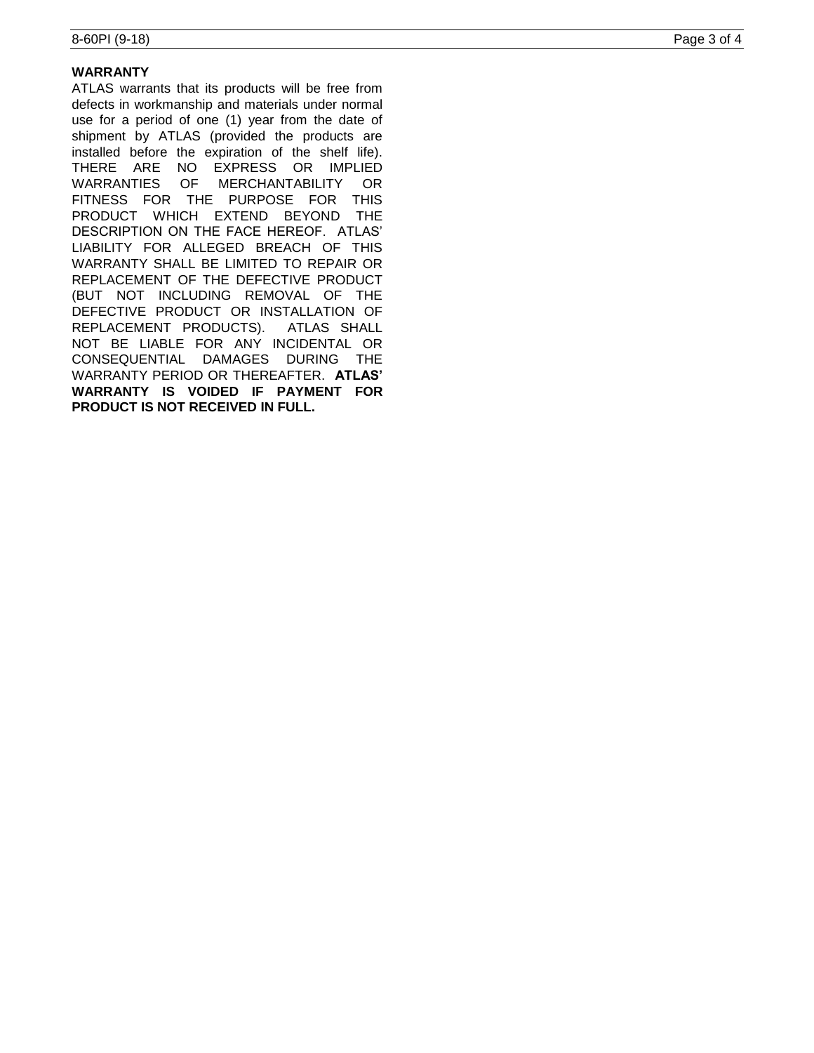## WARRANTY

ATLAS warrants that its products will be free from defects in workmanship and materials under normal use for a period of one (1) year from the date of shipment by ATLAS (provided the products are installed before the expiration of the shelf life). THERE ARE NO EXPRESS OR IMPLIED WARRANTIES OF MERCHANTABILITY OR FITNESS FOR THE PURPOSE FOR THIS PRODUCT WHICH EXTEND BEYOND THE DESCRIPTION ON THE FACE HEREOF. ATLAS' LIABILITY FOR ALLEGED BREACH OF THIS WARRANTY SHALL BE LIMITED TO REPAIR OR REPLACEMENT OF THE DEFECTIVE PRODUCT (BUT NOT INCLUDING REMOVAL OF THE DEFECTIVE PRODUCT OR INSTALLATION OF REPLACEMENT PRODUCTS). ATLAS SHALL NOT BE LIABLE FOR ANY INCIDENTAL OR CONSEQUENTIAL DAMAGES DURING THE WARRANTY PERIOD OR THEREAFTER. **ATLAS' WARRANTY IS VOIDED IF PAYMENT FOR PRODUCT IS NOT RECEIVED IN FULL.**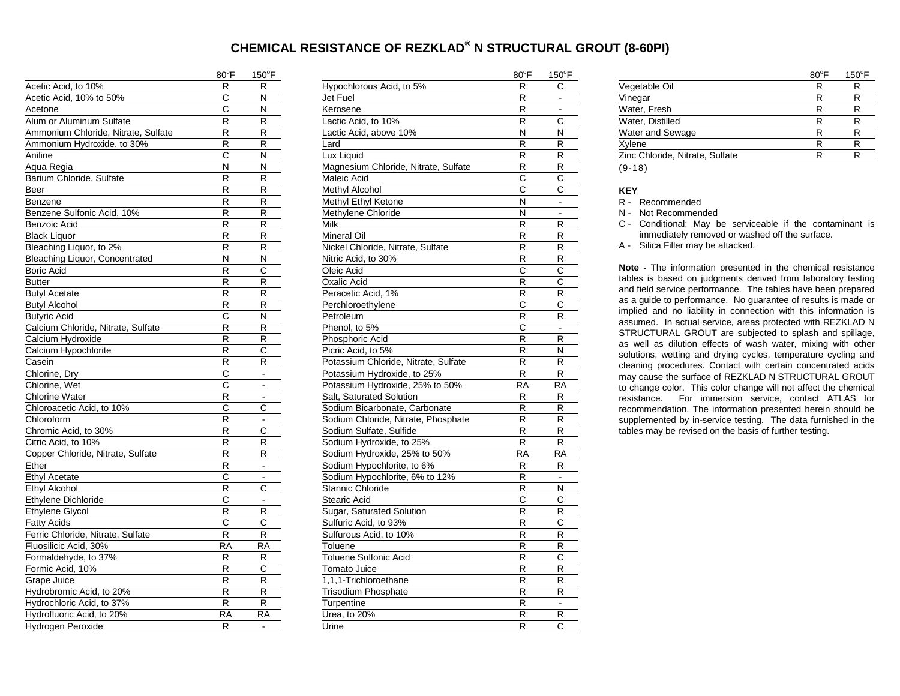# CHEMICAL RESISTANCE OF REZKLAD® N STRUCTURAL GROUT (8-60PI)

| | 80°F | 150°F |
|---|---|---|
| Acetic Acid, to 10% | R | R |
| Acetic Acid, 10% to 50% | C | N |
| Acetone | C | N |
| Alum or Aluminum Sulfate | R | R |
| Ammonium Chloride, Nitrate, Sulfate | R | R |
| Ammonium Hydroxide, to 30% | R | R |
| Aniline | C | N |
| Aqua Regia | N | N |
| Barium Chloride, Sulfate | R | R |
| Beer | R | R |
| Benzene | R | R |
| Benzene Sulfonic Acid, 10% | R | R |
| Benzoic Acid | R | R |
| Black Liquor | R | R |
| Bleaching Liquor, to 2% | R | R |
| Bleaching Liquor, Concentrated | N | N |
| Boric Acid | R | C |
| Butter | R | R |
| Butyl Acetate | R | R |
| Butyl Alcohol | R | R |
| Butyric Acid | C | N |
| Calcium Chloride, Nitrate, Sulfate | R | R |
| Calcium Hydroxide | R | R |
| Calcium Hypochlorite | R | C |
| Casein | R | R |
| Chlorine, Dry | C | - |
| Chlorine, Wet | C | - |
| Chlorine Water | R | - |
| Chloroacetic Acid, to 10% | C | C |
| Chloroform | R | - |
| Chromic Acid, to 30% | R | C |
| Citric Acid, to 10% | R | R |
| Copper Chloride, Nitrate, Sulfate | R | R |
| Ether | R | - |
| Ethyl Acetate | C | - |
| Ethyl Alcohol | R | C |
| Ethylene Dichloride | C | - |
| Ethylene Glycol | R | R |
| Fatty Acids | C | C |
| Ferric Chloride, Nitrate, Sulfate | R | R |
| Fluosilicic Acid, 30% | RA | RA |
| Formaldehyde, to 37% | R | R |
| Formic Acid, 10% | R | C |
| Grape Juice | R | R |
| Hydrobromic Acid, to 20% | R | R |
| Hydrochloric Acid, to 37% | R | R |
| Hydrofluoric Acid, to 20% | RA | RA |
| Hydrogen Peroxide | R | - |

| | 80°F | 150°F |
|---|---|---|
| Hypochlorous Acid, to 5% | R | C |
| Jet Fuel | R | - |
| Kerosene | R | - |
| Lactic Acid, to 10% | R | C |
| Lactic Acid, above 10% | N | N |
| Lard | R | R |
| Lux Liquid | R | R |
| Magnesium Chloride, Nitrate, Sulfate | R | R |
| Maleic Acid | C | C |
| Methyl Alcohol | C | C |
| Methyl Ethyl Ketone | N | - |
| Methylene Chloride | N | - |
| Milk | R | R |
| Mineral Oil | R | R |
| Nickel Chloride, Nitrate, Sulfate | R | R |
| Nitric Acid, to 30% | R | R |
| Oleic Acid | C | C |
| Oxalic Acid | R | C |
| Peracetic Acid, 1% | R | R |
| Perchloroethylene | C | C |
| Petroleum | R | R |
| Phenol, to 5% | C | - |
| Phosphoric Acid | R | R |
| Picric Acid, to 5% | R | N |
| Potassium Chloride, Nitrate, Sulfate | R | R |
| Potassium Hydroxide, to 25% | R | R |
| Potassium Hydroxide, 25% to 50% | RA | RA |
| Salt, Saturated Solution | R | R |
| Sodium Bicarbonate, Carbonate | R | R |
| Sodium Chloride, Nitrate, Phosphate | R | R |
| Sodium Sulfate, Sulfide | R | R |
| Sodium Hydroxide, to 25% | R | R |
| Sodium Hydroxide, 25% to 50% | RA | RA |
| Sodium Hypochlorite, to 6% | R | R |
| Sodium Hypochlorite, 6% to 12% | R | - |
| Stannic Chloride | R | N |
| Stearic Acid | C | C |
| Sugar, Saturated Solution | R | R |
| Sulfuric Acid, to 93% | R | C |
| Sulfurous Acid, to 10% | R | R |
| Toluene | R | R |
| Toluene Sulfonic Acid | R | C |
| Tomato Juice | R | R |
| 1,1,1-Trichloroethane | R | R |
| Trisodium Phosphate | R | R |
| Turpentine | R | - |
| Urea, to 20% | R | R |
| Urine | R | C |

| | 80°F | 150°F |
|---|---|---|
| Vegetable Oil | R | R |
| Vinegar | R | R |
| Water, Fresh | R | R |
| Water, Distilled | R | R |
| Water and Sewage | R | R |
| Xylene | R | R |
| Zinc Chloride, Nitrate, Sulfate | R | R |

(9-18)

**KEY**

R - Recommended
N - Not Recommended
C - Conditional; May be serviceable if the contaminant is immediately removed or washed off the surface.
A - Silica Filler may be attacked.

**Note -** The information presented in the chemical resistance tables is based on judgments derived from laboratory testing and field service performance. The tables have been prepared as a guide to performance. No guarantee of results is made or implied and no liability in connection with this information is assumed. In actual service, areas protected with REZKLAD N STRUCTURAL GROUT are subjected to splash and spillage, as well as dilution effects of wash water, mixing with other solutions, wetting and drying cycles, temperature cycling and cleaning procedures. Contact with certain concentrated acids may cause the surface of REZKLAD N STRUCTURAL GROUT to change color. This color change will not affect the chemical resistance. For immersion service, contact ATLAS for recommendation. The information presented herein should be supplemented by in-service testing. The data furnished in the tables may be revised on the basis of further testing.